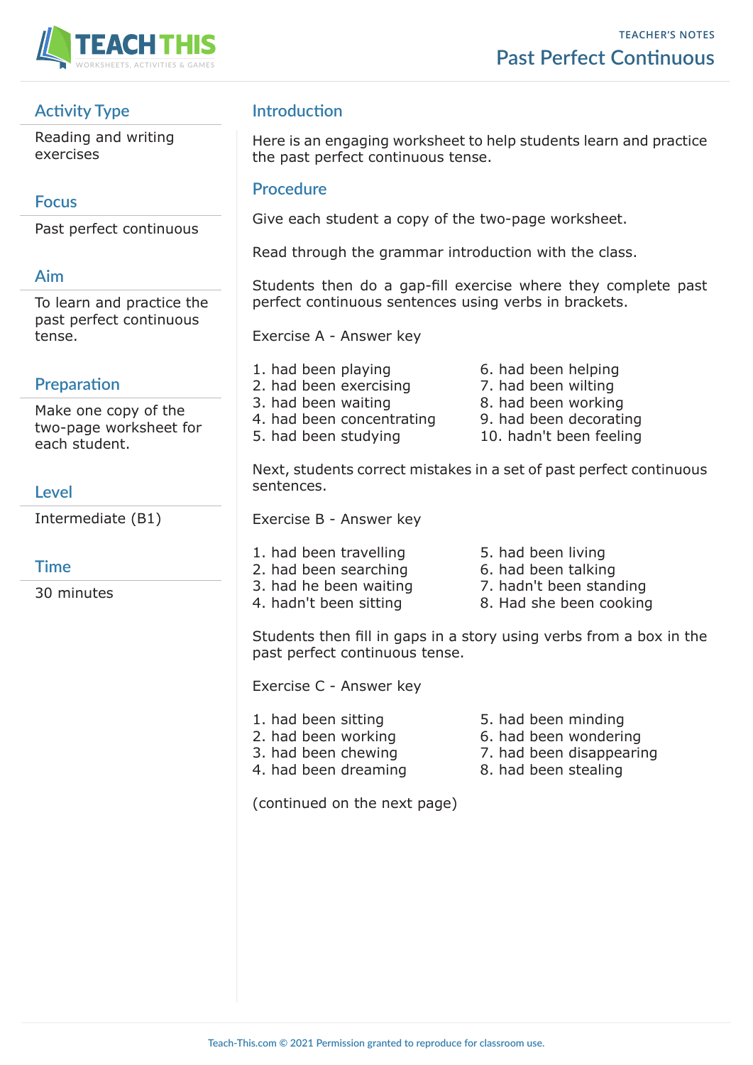# Past Perfect Continuous

TEACHER'S NOTES

## Activity Type

Reading and writing exercises

## Focus

Past perfect continuous

## Aim

To learn and practice the past perfect continuous tense.

## Preparation

Make one copy of the two-page worksheet for each student.

## Level

Intermediate (B1)

## Time

30 minutes

## Introduction

Here is an engaging worksheet to help students learn and practice the past perfect continuous tense.

## Procedure

Give each student a copy of the two-page worksheet.

Read through the grammar introduction with the class.

Students then do a gap-fill exercise where they complete past perfect continuous sentences using verbs in brackets.

Exercise A - Answer key

1. had been playing
2. had been exercising
3. had been waiting
4. had been concentrating
5. had been studying
6. had been helping
7. had been wilting
8. had been working
9. had been decorating
10. hadn't been feeling

Next, students correct mistakes in a set of past perfect continuous sentences.

Exercise B - Answer key

1. had been travelling
2. had been searching
3. had he been waiting
4. hadn't been sitting
5. had been living
6. had been talking
7. hadn't been standing
8. Had she been cooking

Students then fill in gaps in a story using verbs from a box in the past perfect continuous tense.

Exercise C - Answer key

1. had been sitting
2. had been working
3. had been chewing
4. had been dreaming
5. had been minding
6. had been wondering
7. had been disappearing
8. had been stealing

(continued on the next page)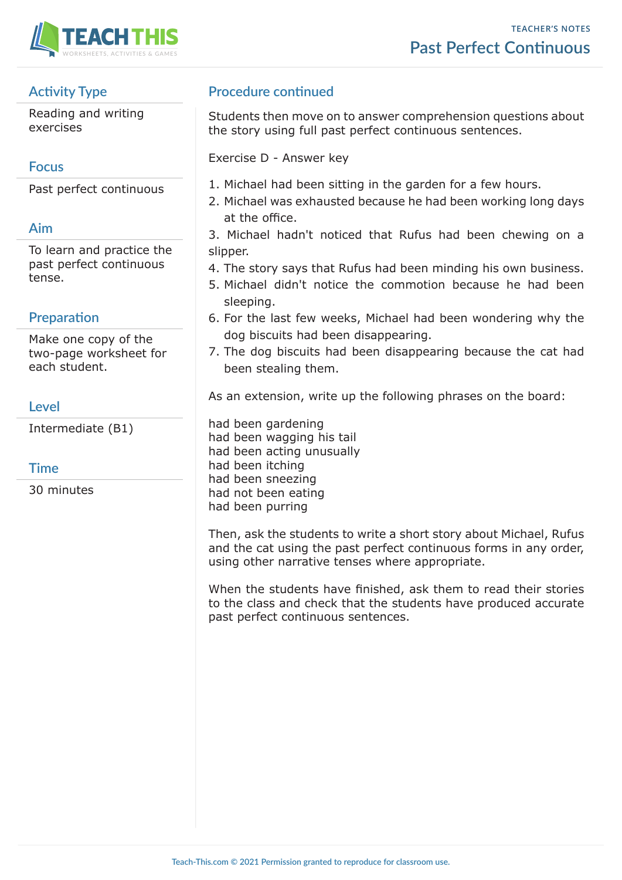## Activity Type

Reading and writing exercises

## Focus

Past perfect continuous

## Aim

To learn and practice the past perfect continuous tense.

## Preparation

Make one copy of the two-page worksheet for each student.

## Level

Intermediate (B1)

## Time

30 minutes

## Procedure continued

Students then move on to answer comprehension questions about the story using full past perfect continuous sentences.

Exercise D - Answer key

1. Michael had been sitting in the garden for a few hours.
2. Michael was exhausted because he had been working long days at the office.
3. Michael hadn't noticed that Rufus had been chewing on a slipper.
4. The story says that Rufus had been minding his own business.
5. Michael didn't notice the commotion because he had been sleeping.
6. For the last few weeks, Michael had been wondering why the dog biscuits had been disappearing.
7. The dog biscuits had been disappearing because the cat had been stealing them.

As an extension, write up the following phrases on the board:

had been gardening
had been wagging his tail
had been acting unusually
had been itching
had been sneezing
had not been eating
had been purring

Then, ask the students to write a short story about Michael, Rufus and the cat using the past perfect continuous forms in any order, using other narrative tenses where appropriate.

When the students have finished, ask them to read their stories to the class and check that the students have produced accurate past perfect continuous sentences.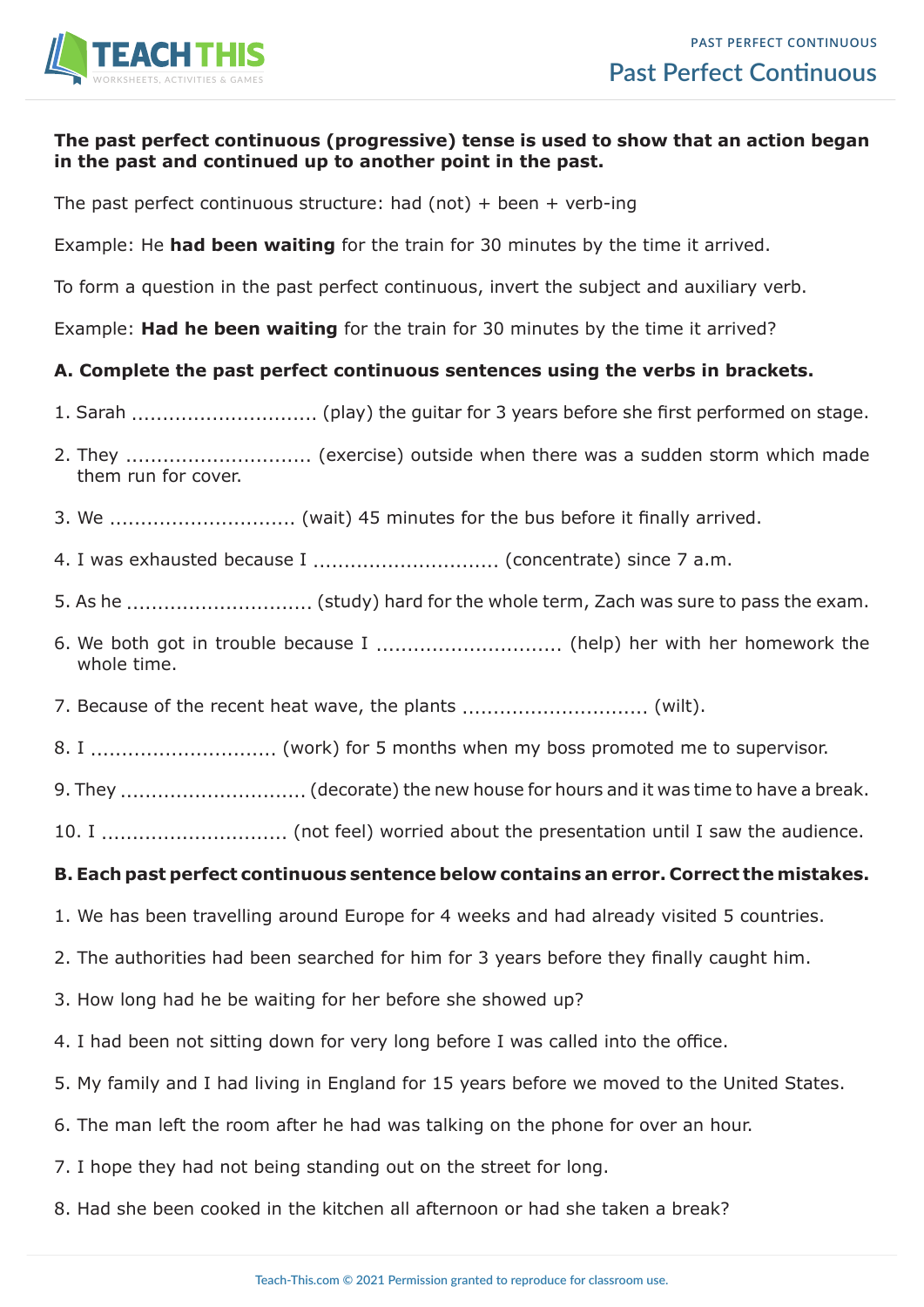# Past Perfect Continuous

**The past perfect continuous (progressive) tense is used to show that an action began in the past and continued up to another point in the past.**

The past perfect continuous structure: had (not) + been + verb-ing

Example: He **had been waiting** for the train for 30 minutes by the time it arrived.

To form a question in the past perfect continuous, invert the subject and auxiliary verb.

Example: **Had he been waiting** for the train for 30 minutes by the time it arrived?

### A. Complete the past perfect continuous sentences using the verbs in brackets.

1. Sarah .............................. (play) the guitar for 3 years before she first performed on stage.
2. They .............................. (exercise) outside when there was a sudden storm which made them run for cover.
3. We .............................. (wait) 45 minutes for the bus before it finally arrived.
4. I was exhausted because I .............................. (concentrate) since 7 a.m.
5. As he .............................. (study) hard for the whole term, Zach was sure to pass the exam.
6. We both got in trouble because I .............................. (help) her with her homework the whole time.
7. Because of the recent heat wave, the plants .............................. (wilt).
8. I .............................. (work) for 5 months when my boss promoted me to supervisor.
9. They .............................. (decorate) the new house for hours and it was time to have a break.
10. I .............................. (not feel) worried about the presentation until I saw the audience.

### B. Each past perfect continuous sentence below contains an error. Correct the mistakes.

1. We has been travelling around Europe for 4 weeks and had already visited 5 countries.
2. The authorities had been searched for him for 3 years before they finally caught him.
3. How long had he be waiting for her before she showed up?
4. I had been not sitting down for very long before I was called into the office.
5. My family and I had living in England for 15 years before we moved to the United States.
6. The man left the room after he had was talking on the phone for over an hour.
7. I hope they had not being standing out on the street for long.
8. Had she been cooked in the kitchen all afternoon or had she taken a break?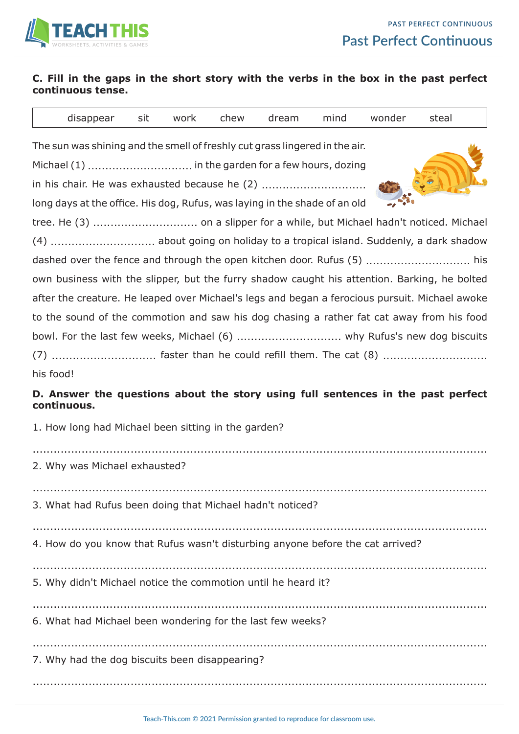**C. Fill in the gaps in the short story with the verbs in the box in the past perfect continuous tense.**

| | | | | | | | |
|---|---|---|---|---|---|---|---|
| disappear | sit | work | chew | dream | mind | wonder | steal |

The sun was shining and the smell of freshly cut grass lingered in the air. Michael (1) .............................. in the garden for a few hours, dozing in his chair. He was exhausted because he (2) .............................. long days at the office. His dog, Rufus, was laying in the shade of an old tree. He (3) .............................. on a slipper for a while, but Michael hadn't noticed. Michael (4) .............................. about going on holiday to a tropical island. Suddenly, a dark shadow dashed over the fence and through the open kitchen door. Rufus (5) .............................. his own business with the slipper, but the furry shadow caught his attention. Barking, he bolted after the creature. He leaped over Michael's legs and began a ferocious pursuit. Michael awoke to the sound of the commotion and saw his dog chasing a rather fat cat away from his food bowl. For the last few weeks, Michael (6) .............................. why Rufus's new dog biscuits (7) .............................. faster than he could refill them. The cat (8) .............................. his food!

**D. Answer the questions about the story using full sentences in the past perfect continuous.**

1. How long had Michael been sitting in the garden?

..............................................................................................................................

2. Why was Michael exhausted?

..............................................................................................................................

3. What had Rufus been doing that Michael hadn't noticed?

..............................................................................................................................

4. How do you know that Rufus wasn't disturbing anyone before the cat arrived?

..............................................................................................................................

5. Why didn't Michael notice the commotion until he heard it?

..............................................................................................................................

6. What had Michael been wondering for the last few weeks?

..............................................................................................................................

7. Why had the dog biscuits been disappearing?

..............................................................................................................................